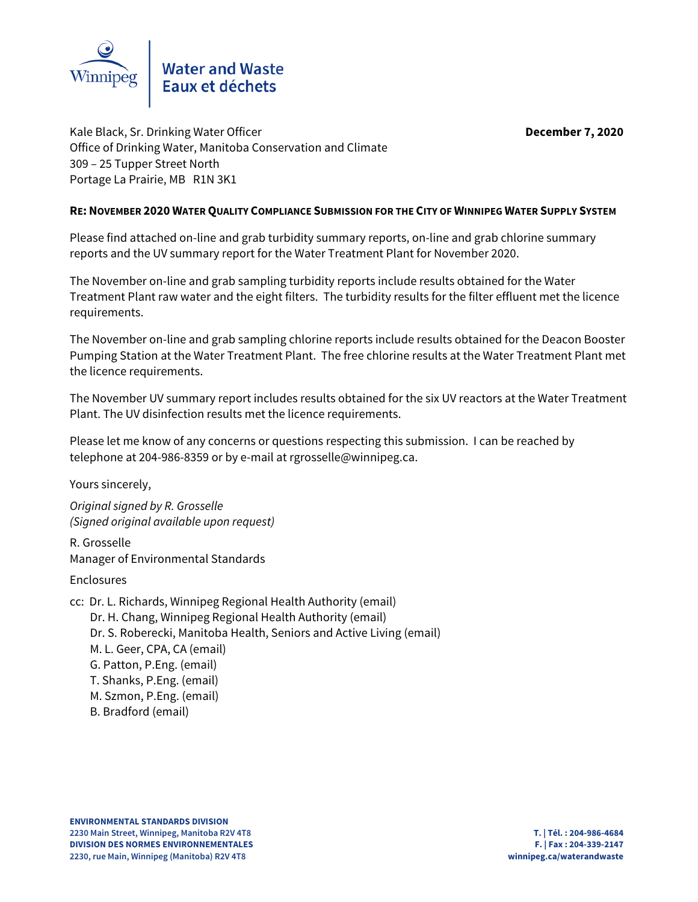Winnipeg | Water and Waste
Eaux et déchets

Kale Black, Sr. Drinking Water Officer
Office of Drinking Water, Manitoba Conservation and Climate
309 – 25 Tupper Street North
Portage La Prairie, MB R1N 3K1

**December 7, 2020**

**RE: NOVEMBER 2020 WATER QUALITY COMPLIANCE SUBMISSION FOR THE CITY OF WINNIPEG WATER SUPPLY SYSTEM**

Please find attached on-line and grab turbidity summary reports, on-line and grab chlorine summary reports and the UV summary report for the Water Treatment Plant for November 2020.

The November on-line and grab sampling turbidity reports include results obtained for the Water Treatment Plant raw water and the eight filters. The turbidity results for the filter effluent met the licence requirements.

The November on-line and grab sampling chlorine reports include results obtained for the Deacon Booster Pumping Station at the Water Treatment Plant. The free chlorine results at the Water Treatment Plant met the licence requirements.

The November UV summary report includes results obtained for the six UV reactors at the Water Treatment Plant. The UV disinfection results met the licence requirements.

Please let me know of any concerns or questions respecting this submission. I can be reached by telephone at 204-986-8359 or by e-mail at rgrosselle@winnipeg.ca.

Yours sincerely,

*Original signed by R. Grosselle*
*(Signed original available upon request)*

R. Grosselle
Manager of Environmental Standards

Enclosures

cc: Dr. L. Richards, Winnipeg Regional Health Authority (email)
Dr. H. Chang, Winnipeg Regional Health Authority (email)
Dr. S. Roberecki, Manitoba Health, Seniors and Active Living (email)
M. L. Geer, CPA, CA (email)
G. Patton, P.Eng. (email)
T. Shanks, P.Eng. (email)
M. Szmon, P.Eng. (email)
B. Bradford (email)

**ENVIRONMENTAL STANDARDS DIVISION**
**2230 Main Street, Winnipeg, Manitoba R2V 4T8**
**DIVISION DES NORMES ENVIRONNEMENTALES**
**2230, rue Main, Winnipeg (Manitoba) R2V 4T8**

**T. | Tél. : 204-986-4684**
**F. | Fax : 204-339-2147**
**winnipeg.ca/waterandwaste**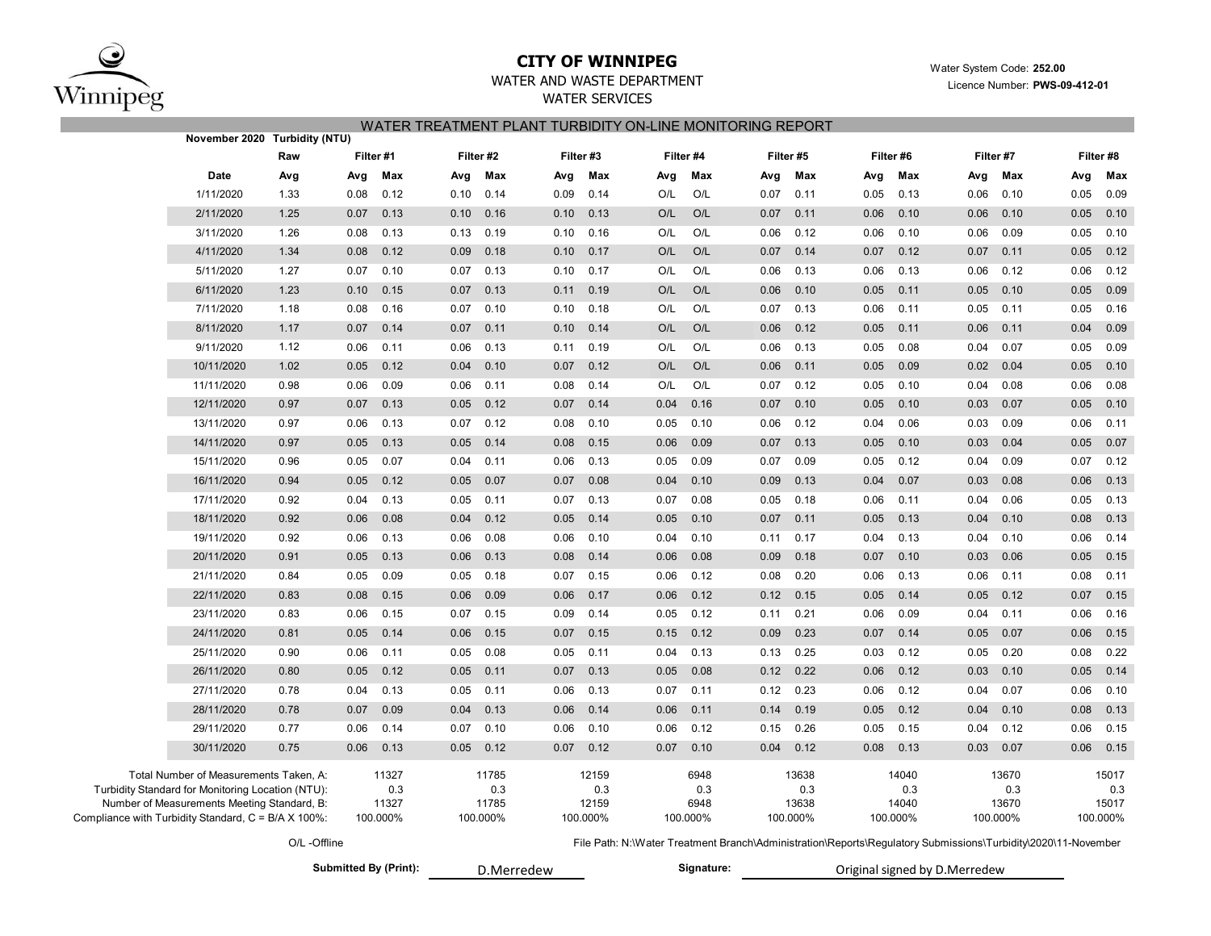# CITY OF WINNIPEG

WATER AND WASTE DEPARTMENT

WATER SERVICES

Water System Code: **252.00**

Licence Number: **PWS-09-412-01**

## WATER TREATMENT PLANT TURBIDITY ON-LINE MONITORING REPORT

**November 2020 Turbidity (NTU)**

| Date | Raw Avg | Filter #1 Avg | Filter #1 Max | Filter #2 Avg | Filter #2 Max | Filter #3 Avg | Filter #3 Max | Filter #4 Avg | Filter #4 Max | Filter #5 Avg | Filter #5 Max | Filter #6 Avg | Filter #6 Max | Filter #7 Avg | Filter #7 Max | Filter #8 Avg | Filter #8 Max |
|---|---|---|---|---|---|---|---|---|---|---|---|---|---|---|---|---|---|
| 1/11/2020 | 1.33 | 0.08 | 0.12 | 0.10 | 0.14 | 0.09 | 0.14 | O/L | O/L | 0.07 | 0.11 | 0.05 | 0.13 | 0.06 | 0.10 | 0.05 | 0.09 |
| 2/11/2020 | 1.25 | 0.07 | 0.13 | 0.10 | 0.16 | 0.10 | 0.13 | O/L | O/L | 0.07 | 0.11 | 0.06 | 0.10 | 0.06 | 0.10 | 0.05 | 0.10 |
| 3/11/2020 | 1.26 | 0.08 | 0.13 | 0.13 | 0.19 | 0.10 | 0.16 | O/L | O/L | 0.06 | 0.12 | 0.06 | 0.10 | 0.06 | 0.09 | 0.05 | 0.10 |
| 4/11/2020 | 1.34 | 0.08 | 0.12 | 0.09 | 0.18 | 0.10 | 0.17 | O/L | O/L | 0.07 | 0.14 | 0.07 | 0.12 | 0.07 | 0.11 | 0.05 | 0.12 |
| 5/11/2020 | 1.27 | 0.07 | 0.10 | 0.07 | 0.13 | 0.10 | 0.17 | O/L | O/L | 0.06 | 0.13 | 0.06 | 0.13 | 0.06 | 0.12 | 0.06 | 0.12 |
| 6/11/2020 | 1.23 | 0.10 | 0.15 | 0.07 | 0.13 | 0.11 | 0.19 | O/L | O/L | 0.06 | 0.10 | 0.05 | 0.11 | 0.05 | 0.10 | 0.05 | 0.09 |
| 7/11/2020 | 1.18 | 0.08 | 0.16 | 0.07 | 0.10 | 0.10 | 0.18 | O/L | O/L | 0.07 | 0.13 | 0.06 | 0.11 | 0.05 | 0.11 | 0.05 | 0.16 |
| 8/11/2020 | 1.17 | 0.07 | 0.14 | 0.07 | 0.11 | 0.10 | 0.14 | O/L | O/L | 0.06 | 0.12 | 0.05 | 0.11 | 0.06 | 0.11 | 0.04 | 0.09 |
| 9/11/2020 | 1.12 | 0.06 | 0.11 | 0.06 | 0.13 | 0.11 | 0.19 | O/L | O/L | 0.06 | 0.13 | 0.05 | 0.08 | 0.04 | 0.07 | 0.05 | 0.09 |
| 10/11/2020 | 1.02 | 0.05 | 0.12 | 0.04 | 0.10 | 0.07 | 0.12 | O/L | O/L | 0.06 | 0.11 | 0.05 | 0.09 | 0.02 | 0.04 | 0.05 | 0.10 |
| 11/11/2020 | 0.98 | 0.06 | 0.09 | 0.06 | 0.11 | 0.08 | 0.14 | O/L | O/L | 0.07 | 0.12 | 0.05 | 0.10 | 0.04 | 0.08 | 0.06 | 0.08 |
| 12/11/2020 | 0.97 | 0.07 | 0.13 | 0.05 | 0.12 | 0.07 | 0.14 | 0.04 | 0.16 | 0.07 | 0.10 | 0.05 | 0.10 | 0.03 | 0.07 | 0.05 | 0.10 |
| 13/11/2020 | 0.97 | 0.06 | 0.13 | 0.07 | 0.12 | 0.08 | 0.10 | 0.05 | 0.10 | 0.06 | 0.12 | 0.04 | 0.06 | 0.03 | 0.09 | 0.06 | 0.11 |
| 14/11/2020 | 0.97 | 0.05 | 0.13 | 0.05 | 0.14 | 0.08 | 0.15 | 0.06 | 0.09 | 0.07 | 0.13 | 0.05 | 0.10 | 0.03 | 0.04 | 0.05 | 0.07 |
| 15/11/2020 | 0.96 | 0.05 | 0.07 | 0.04 | 0.11 | 0.06 | 0.13 | 0.05 | 0.09 | 0.07 | 0.09 | 0.05 | 0.12 | 0.04 | 0.09 | 0.07 | 0.12 |
| 16/11/2020 | 0.94 | 0.05 | 0.12 | 0.05 | 0.07 | 0.07 | 0.08 | 0.04 | 0.10 | 0.09 | 0.13 | 0.04 | 0.07 | 0.03 | 0.08 | 0.06 | 0.13 |
| 17/11/2020 | 0.92 | 0.04 | 0.13 | 0.05 | 0.11 | 0.07 | 0.13 | 0.07 | 0.08 | 0.05 | 0.18 | 0.06 | 0.11 | 0.04 | 0.06 | 0.05 | 0.13 |
| 18/11/2020 | 0.92 | 0.06 | 0.08 | 0.04 | 0.12 | 0.05 | 0.14 | 0.05 | 0.10 | 0.07 | 0.11 | 0.05 | 0.13 | 0.04 | 0.10 | 0.08 | 0.13 |
| 19/11/2020 | 0.92 | 0.06 | 0.13 | 0.06 | 0.08 | 0.06 | 0.10 | 0.04 | 0.10 | 0.11 | 0.17 | 0.04 | 0.13 | 0.04 | 0.10 | 0.06 | 0.14 |
| 20/11/2020 | 0.91 | 0.05 | 0.13 | 0.06 | 0.13 | 0.08 | 0.14 | 0.06 | 0.08 | 0.09 | 0.18 | 0.07 | 0.10 | 0.03 | 0.06 | 0.05 | 0.15 |
| 21/11/2020 | 0.84 | 0.05 | 0.09 | 0.05 | 0.18 | 0.07 | 0.15 | 0.06 | 0.12 | 0.08 | 0.20 | 0.06 | 0.13 | 0.06 | 0.11 | 0.08 | 0.11 |
| 22/11/2020 | 0.83 | 0.08 | 0.15 | 0.06 | 0.09 | 0.06 | 0.17 | 0.06 | 0.12 | 0.12 | 0.15 | 0.05 | 0.14 | 0.05 | 0.12 | 0.07 | 0.15 |
| 23/11/2020 | 0.83 | 0.06 | 0.15 | 0.07 | 0.15 | 0.09 | 0.14 | 0.05 | 0.12 | 0.11 | 0.21 | 0.06 | 0.09 | 0.04 | 0.11 | 0.06 | 0.16 |
| 24/11/2020 | 0.81 | 0.05 | 0.14 | 0.06 | 0.15 | 0.07 | 0.15 | 0.15 | 0.12 | 0.09 | 0.23 | 0.07 | 0.14 | 0.05 | 0.07 | 0.06 | 0.15 |
| 25/11/2020 | 0.90 | 0.06 | 0.11 | 0.05 | 0.08 | 0.05 | 0.11 | 0.04 | 0.13 | 0.13 | 0.25 | 0.03 | 0.12 | 0.05 | 0.20 | 0.08 | 0.22 |
| 26/11/2020 | 0.80 | 0.05 | 0.12 | 0.05 | 0.11 | 0.07 | 0.13 | 0.05 | 0.08 | 0.12 | 0.22 | 0.06 | 0.12 | 0.03 | 0.10 | 0.05 | 0.14 |
| 27/11/2020 | 0.78 | 0.04 | 0.13 | 0.05 | 0.11 | 0.06 | 0.13 | 0.07 | 0.11 | 0.12 | 0.23 | 0.06 | 0.12 | 0.04 | 0.07 | 0.06 | 0.10 |
| 28/11/2020 | 0.78 | 0.07 | 0.09 | 0.04 | 0.13 | 0.06 | 0.14 | 0.06 | 0.11 | 0.14 | 0.19 | 0.05 | 0.12 | 0.04 | 0.10 | 0.08 | 0.13 |
| 29/11/2020 | 0.77 | 0.06 | 0.14 | 0.07 | 0.10 | 0.06 | 0.10 | 0.06 | 0.12 | 0.15 | 0.26 | 0.05 | 0.15 | 0.04 | 0.12 | 0.06 | 0.15 |
| 30/11/2020 | 0.75 | 0.06 | 0.13 | 0.05 | 0.12 | 0.07 | 0.12 | 0.07 | 0.10 | 0.04 | 0.12 | 0.08 | 0.13 | 0.03 | 0.07 | 0.06 | 0.15 |

| | Filter #1 | Filter #2 | Filter #3 | Filter #4 | Filter #5 | Filter #6 | Filter #7 | Filter #8 |
|---|---|---|---|---|---|---|---|---|
| Total Number of Measurements Taken, A: | 11327 | 11785 | 12159 | 6948 | 13638 | 14040 | 13670 | 15017 |
| Turbidity Standard for Monitoring Location (NTU): | 0.3 | 0.3 | 0.3 | 0.3 | 0.3 | 0.3 | 0.3 | 0.3 |
| Number of Measurements Meeting Standard, B: | 11327 | 11785 | 12159 | 6948 | 13638 | 14040 | 13670 | 15017 |
| Compliance with Turbidity Standard, C = B/A X 100%: | 100.000% | 100.000% | 100.000% | 100.000% | 100.000% | 100.000% | 100.000% | 100.000% |

O/L -Offline

File Path: N:\Water Treatment Branch\Administration\Reports\Regulatory Submissions\Turbidity\2020\11-November

**Submitted By (Print):** D.Merredew

**Signature:** Original signed by D.Merredew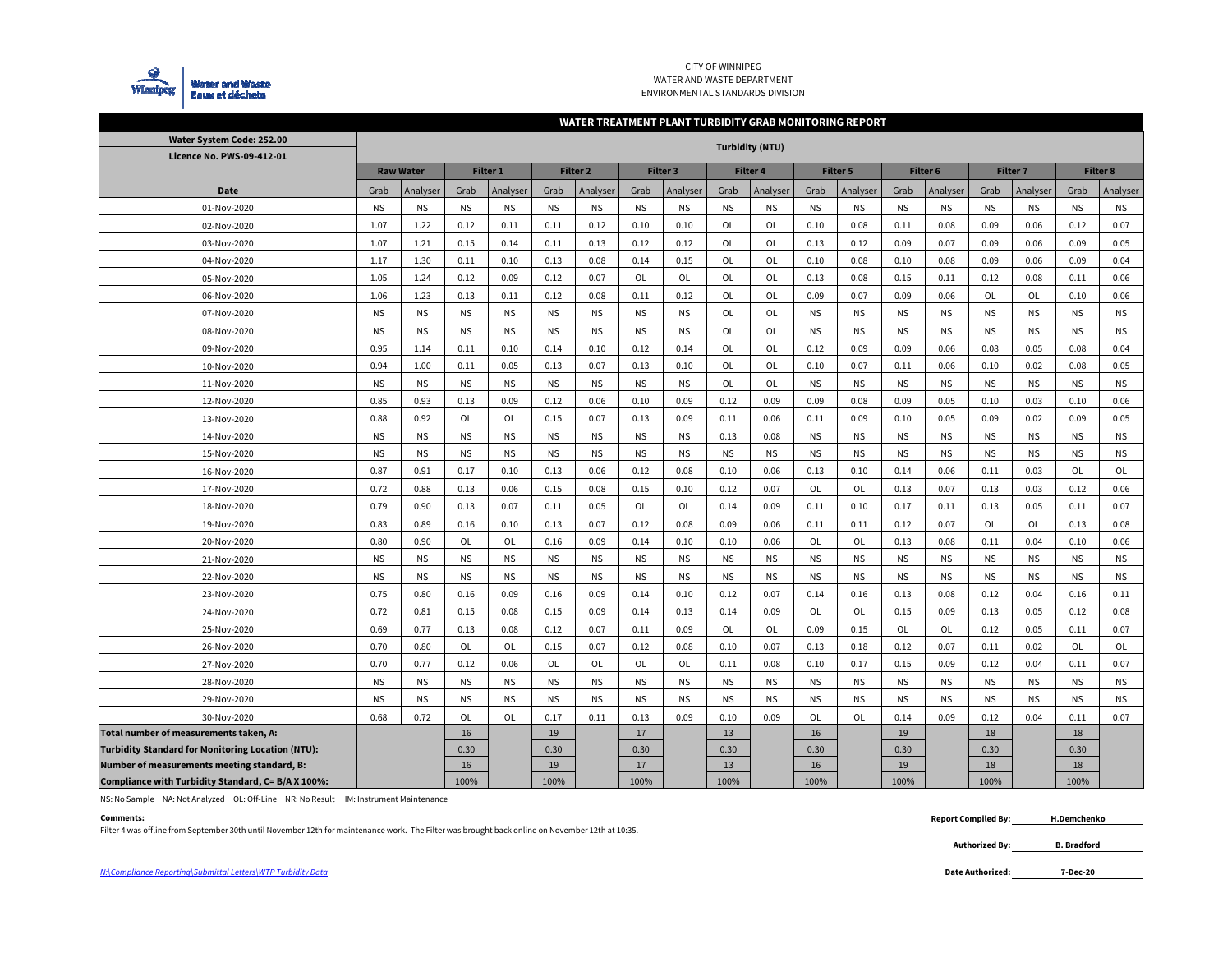CITY OF WINNIPEG
WATER AND WASTE DEPARTMENT
ENVIRONMENTAL STANDARDS DIVISION

## WATER TREATMENT PLANT TURBIDITY GRAB MONITORING REPORT

**Water System Code: 252.00**
**Licence No. PWS-09-412-01**

| | Turbidity (NTU) | | | | | | | | | | | | | | | | | |
|---|---|---|---|---|---|---|---|---|---|---|---|---|---|---|---|---|---|---|
| | Raw Water | | Filter 1 | | Filter 2 | | Filter 3 | | Filter 4 | | Filter 5 | | Filter 6 | | Filter 7 | | Filter 8 | |
| **Date** | Grab | Analyser | Grab | Analyser | Grab | Analyser | Grab | Analyser | Grab | Analyser | Grab | Analyser | Grab | Analyser | Grab | Analyser | Grab | Analyser |
| 01-Nov-2020 | NS | NS | NS | NS | NS | NS | NS | NS | NS | NS | NS | NS | NS | NS | NS | NS | NS | NS |
| 02-Nov-2020 | 1.07 | 1.22 | 0.12 | 0.11 | 0.11 | 0.12 | 0.10 | 0.10 | OL | OL | 0.10 | 0.08 | 0.11 | 0.08 | 0.09 | 0.06 | 0.12 | 0.07 |
| 03-Nov-2020 | 1.07 | 1.21 | 0.15 | 0.14 | 0.11 | 0.13 | 0.12 | 0.12 | OL | OL | 0.13 | 0.12 | 0.09 | 0.07 | 0.09 | 0.06 | 0.09 | 0.05 |
| 04-Nov-2020 | 1.17 | 1.30 | 0.11 | 0.10 | 0.13 | 0.08 | 0.14 | 0.15 | OL | OL | 0.10 | 0.08 | 0.10 | 0.08 | 0.09 | 0.06 | 0.09 | 0.04 |
| 05-Nov-2020 | 1.05 | 1.24 | 0.12 | 0.09 | 0.12 | 0.07 | OL | OL | OL | OL | 0.13 | 0.08 | 0.15 | 0.11 | 0.12 | 0.08 | 0.11 | 0.06 |
| 06-Nov-2020 | 1.06 | 1.23 | 0.13 | 0.11 | 0.12 | 0.08 | 0.11 | 0.12 | OL | OL | 0.09 | 0.07 | 0.09 | 0.06 | OL | OL | 0.10 | 0.06 |
| 07-Nov-2020 | NS | NS | NS | NS | NS | NS | NS | NS | OL | OL | NS | NS | NS | NS | NS | NS | NS | NS |
| 08-Nov-2020 | NS | NS | NS | NS | NS | NS | NS | NS | OL | OL | NS | NS | NS | NS | NS | NS | NS | NS |
| 09-Nov-2020 | 0.95 | 1.14 | 0.11 | 0.10 | 0.14 | 0.10 | 0.12 | 0.14 | OL | OL | 0.12 | 0.09 | 0.09 | 0.06 | 0.08 | 0.05 | 0.08 | 0.04 |
| 10-Nov-2020 | 0.94 | 1.00 | 0.11 | 0.05 | 0.13 | 0.07 | 0.13 | 0.10 | OL | OL | 0.10 | 0.07 | 0.11 | 0.06 | 0.10 | 0.02 | 0.08 | 0.05 |
| 11-Nov-2020 | NS | NS | NS | NS | NS | NS | NS | NS | OL | OL | NS | NS | NS | NS | NS | NS | NS | NS |
| 12-Nov-2020 | 0.85 | 0.93 | 0.13 | 0.09 | 0.12 | 0.06 | 0.10 | 0.09 | 0.12 | 0.09 | 0.09 | 0.08 | 0.09 | 0.05 | 0.10 | 0.03 | 0.10 | 0.06 |
| 13-Nov-2020 | 0.88 | 0.92 | OL | OL | 0.15 | 0.07 | 0.13 | 0.09 | 0.11 | 0.06 | 0.11 | 0.09 | 0.10 | 0.05 | 0.09 | 0.02 | 0.09 | 0.05 |
| 14-Nov-2020 | NS | NS | NS | NS | NS | NS | NS | NS | 0.13 | 0.08 | NS | NS | NS | NS | NS | NS | NS | NS |
| 15-Nov-2020 | NS | NS | NS | NS | NS | NS | NS | NS | NS | NS | NS | NS | NS | NS | NS | NS | NS | NS |
| 16-Nov-2020 | 0.87 | 0.91 | 0.17 | 0.10 | 0.13 | 0.06 | 0.12 | 0.08 | 0.10 | 0.06 | 0.13 | 0.10 | 0.14 | 0.06 | 0.11 | 0.03 | OL | OL |
| 17-Nov-2020 | 0.72 | 0.88 | 0.13 | 0.06 | 0.15 | 0.08 | 0.15 | 0.10 | 0.12 | 0.07 | OL | OL | 0.13 | 0.07 | 0.13 | 0.03 | 0.12 | 0.06 |
| 18-Nov-2020 | 0.79 | 0.90 | 0.13 | 0.07 | 0.11 | 0.05 | OL | OL | 0.14 | 0.09 | 0.11 | 0.10 | 0.17 | 0.11 | 0.13 | 0.05 | 0.11 | 0.07 |
| 19-Nov-2020 | 0.83 | 0.89 | 0.16 | 0.10 | 0.13 | 0.07 | 0.12 | 0.08 | 0.09 | 0.06 | 0.11 | 0.11 | 0.12 | 0.07 | OL | OL | 0.13 | 0.08 |
| 20-Nov-2020 | 0.80 | 0.90 | OL | OL | 0.16 | 0.09 | 0.14 | 0.10 | 0.10 | 0.06 | OL | OL | 0.13 | 0.08 | 0.11 | 0.04 | 0.10 | 0.06 |
| 21-Nov-2020 | NS | NS | NS | NS | NS | NS | NS | NS | NS | NS | NS | NS | NS | NS | NS | NS | NS | NS |
| 22-Nov-2020 | NS | NS | NS | NS | NS | NS | NS | NS | NS | NS | NS | NS | NS | NS | NS | NS | NS | NS |
| 23-Nov-2020 | 0.75 | 0.80 | 0.16 | 0.09 | 0.16 | 0.09 | 0.14 | 0.10 | 0.12 | 0.07 | 0.14 | 0.16 | 0.13 | 0.08 | 0.12 | 0.04 | 0.16 | 0.11 |
| 24-Nov-2020 | 0.72 | 0.81 | 0.15 | 0.08 | 0.15 | 0.09 | 0.14 | 0.13 | 0.14 | 0.09 | OL | OL | 0.15 | 0.09 | 0.13 | 0.05 | 0.12 | 0.08 |
| 25-Nov-2020 | 0.69 | 0.77 | 0.13 | 0.08 | 0.12 | 0.07 | 0.11 | 0.09 | OL | OL | 0.09 | 0.15 | OL | OL | 0.12 | 0.05 | 0.11 | 0.07 |
| 26-Nov-2020 | 0.70 | 0.80 | OL | OL | 0.15 | 0.07 | 0.12 | 0.08 | 0.10 | 0.07 | 0.13 | 0.18 | 0.12 | 0.07 | 0.11 | 0.02 | OL | OL |
| 27-Nov-2020 | 0.70 | 0.77 | 0.12 | 0.06 | OL | OL | OL | OL | 0.11 | 0.08 | 0.10 | 0.17 | 0.15 | 0.09 | 0.12 | 0.04 | 0.11 | 0.07 |
| 28-Nov-2020 | NS | NS | NS | NS | NS | NS | NS | NS | NS | NS | NS | NS | NS | NS | NS | NS | NS | NS |
| 29-Nov-2020 | NS | NS | NS | NS | NS | NS | NS | NS | NS | NS | NS | NS | NS | NS | NS | NS | NS | NS |
| 30-Nov-2020 | 0.68 | 0.72 | OL | OL | 0.17 | 0.11 | 0.13 | 0.09 | 0.10 | 0.09 | OL | OL | 0.14 | 0.09 | 0.12 | 0.04 | 0.11 | 0.07 |
| **Total number of measurements taken, A:** | | | 16 | | 19 | | 17 | | 13 | | 16 | | 19 | | 18 | | 18 | |
| **Turbidity Standard for Monitoring Location (NTU):** | | | 0.30 | | 0.30 | | 0.30 | | 0.30 | | 0.30 | | 0.30 | | 0.30 | | 0.30 | |
| **Number of measurements meeting standard, B:** | | | 16 | | 19 | | 17 | | 13 | | 16 | | 19 | | 18 | | 18 | |
| **Compliance with Turbidity Standard, C= B/A X 100%:** | | | 100% | | 100% | | 100% | | 100% | | 100% | | 100% | | 100% | | 100% | |

NS: No Sample NA: Not Analyzed OL: Off-Line NR: No Result IM: Instrument Maintenance

**Comments:**

Filter 4 was offline from September 30th until November 12th for maintenance work. The Filter was brought back online on November 12th at 10:35.

**Report Compiled By:** H.Demchenko

**Authorized By:** B. Bradford

**Date Authorized:** 7-Dec-20

*N:\Compliance Reporting\Submittal Letters\WTP Turbidity Data*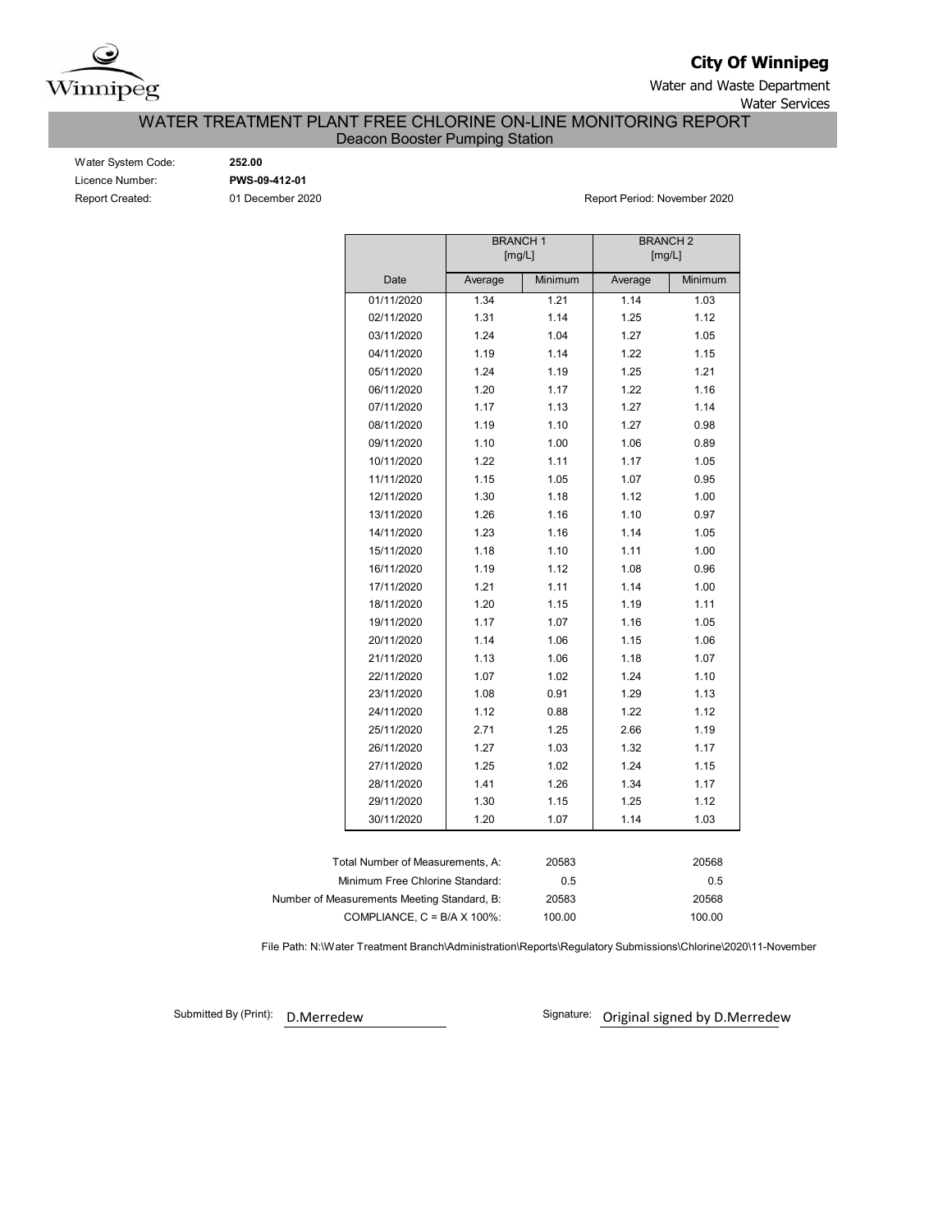**City Of Winnipeg**

Water and Waste Department

Water Services

# WATER TREATMENT PLANT FREE CHLORINE ON-LINE MONITORING REPORT

## Deacon Booster Pumping Station

Water System Code: **252.00**

Licence Number: **PWS-09-412-01**

Report Created: 01 December 2020

Report Period: November 2020

| | BRANCH 1 [mg/L] | | BRANCH 2 [mg/L] | |
|---|---|---|---|---|
| Date | Average | Minimum | Average | Minimum |
| 01/11/2020 | 1.34 | 1.21 | 1.14 | 1.03 |
| 02/11/2020 | 1.31 | 1.14 | 1.25 | 1.12 |
| 03/11/2020 | 1.24 | 1.04 | 1.27 | 1.05 |
| 04/11/2020 | 1.19 | 1.14 | 1.22 | 1.15 |
| 05/11/2020 | 1.24 | 1.19 | 1.25 | 1.21 |
| 06/11/2020 | 1.20 | 1.17 | 1.22 | 1.16 |
| 07/11/2020 | 1.17 | 1.13 | 1.27 | 1.14 |
| 08/11/2020 | 1.19 | 1.10 | 1.27 | 0.98 |
| 09/11/2020 | 1.10 | 1.00 | 1.06 | 0.89 |
| 10/11/2020 | 1.22 | 1.11 | 1.17 | 1.05 |
| 11/11/2020 | 1.15 | 1.05 | 1.07 | 0.95 |
| 12/11/2020 | 1.30 | 1.18 | 1.12 | 1.00 |
| 13/11/2020 | 1.26 | 1.16 | 1.10 | 0.97 |
| 14/11/2020 | 1.23 | 1.16 | 1.14 | 1.05 |
| 15/11/2020 | 1.18 | 1.10 | 1.11 | 1.00 |
| 16/11/2020 | 1.19 | 1.12 | 1.08 | 0.96 |
| 17/11/2020 | 1.21 | 1.11 | 1.14 | 1.00 |
| 18/11/2020 | 1.20 | 1.15 | 1.19 | 1.11 |
| 19/11/2020 | 1.17 | 1.07 | 1.16 | 1.05 |
| 20/11/2020 | 1.14 | 1.06 | 1.15 | 1.06 |
| 21/11/2020 | 1.13 | 1.06 | 1.18 | 1.07 |
| 22/11/2020 | 1.07 | 1.02 | 1.24 | 1.10 |
| 23/11/2020 | 1.08 | 0.91 | 1.29 | 1.13 |
| 24/11/2020 | 1.12 | 0.88 | 1.22 | 1.12 |
| 25/11/2020 | 2.71 | 1.25 | 2.66 | 1.19 |
| 26/11/2020 | 1.27 | 1.03 | 1.32 | 1.17 |
| 27/11/2020 | 1.25 | 1.02 | 1.24 | 1.15 |
| 28/11/2020 | 1.41 | 1.26 | 1.34 | 1.17 |
| 29/11/2020 | 1.30 | 1.15 | 1.25 | 1.12 |
| 30/11/2020 | 1.20 | 1.07 | 1.14 | 1.03 |

| | Branch 1 | Branch 2 |
|---|---|---|
| Total Number of Measurements, A: | 20583 | 20568 |
| Minimum Free Chlorine Standard: | 0.5 | 0.5 |
| Number of Measurements Meeting Standard, B: | 20583 | 20568 |
| COMPLIANCE, C = B/A X 100%: | 100.00 | 100.00 |

File Path: N:\Water Treatment Branch\Administration\Reports\Regulatory Submissions\Chlorine\2020\11-November

Submitted By (Print): D.Merredew

Signature: Original signed by D.Merredew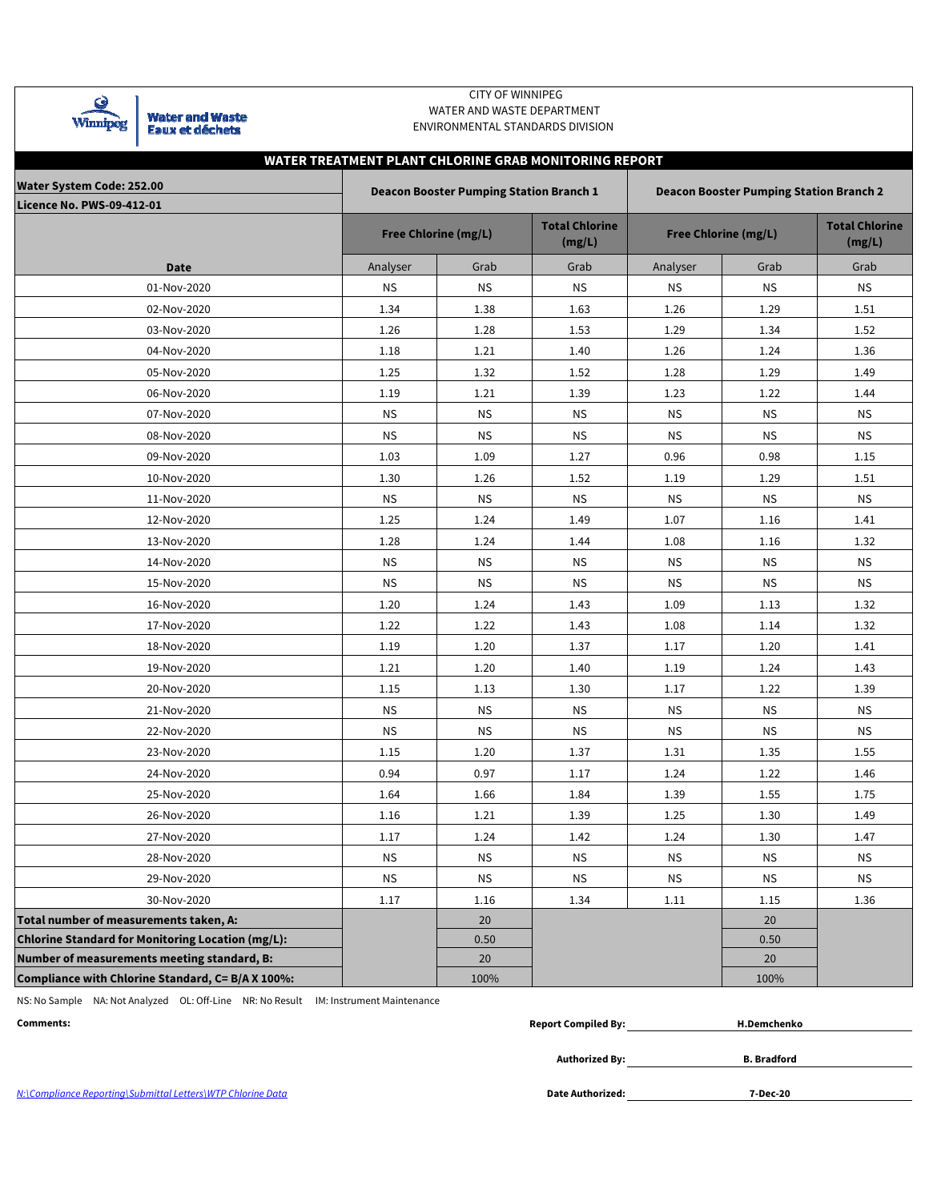CITY OF WINNIPEG
WATER AND WASTE DEPARTMENT
ENVIRONMENTAL STANDARDS DIVISION

## WATER TREATMENT PLANT CHLORINE GRAB MONITORING REPORT

| Water System Code: 252.00 / Licence No. PWS-09-412-01 | Deacon Booster Pumping Station Branch 1 | | | Deacon Booster Pumping Station Branch 2 | | |
|---|---|---|---|---|---|---|
| | Free Chlorine (mg/L) | | Total Chlorine (mg/L) | Free Chlorine (mg/L) | | Total Chlorine (mg/L) |
| **Date** | Analyser | Grab | Grab | Analyser | Grab | Grab |
| 01-Nov-2020 | NS | NS | NS | NS | NS | NS |
| 02-Nov-2020 | 1.34 | 1.38 | 1.63 | 1.26 | 1.29 | 1.51 |
| 03-Nov-2020 | 1.26 | 1.28 | 1.53 | 1.29 | 1.34 | 1.52 |
| 04-Nov-2020 | 1.18 | 1.21 | 1.40 | 1.26 | 1.24 | 1.36 |
| 05-Nov-2020 | 1.25 | 1.32 | 1.52 | 1.28 | 1.29 | 1.49 |
| 06-Nov-2020 | 1.19 | 1.21 | 1.39 | 1.23 | 1.22 | 1.44 |
| 07-Nov-2020 | NS | NS | NS | NS | NS | NS |
| 08-Nov-2020 | NS | NS | NS | NS | NS | NS |
| 09-Nov-2020 | 1.03 | 1.09 | 1.27 | 0.96 | 0.98 | 1.15 |
| 10-Nov-2020 | 1.30 | 1.26 | 1.52 | 1.19 | 1.29 | 1.51 |
| 11-Nov-2020 | NS | NS | NS | NS | NS | NS |
| 12-Nov-2020 | 1.25 | 1.24 | 1.49 | 1.07 | 1.16 | 1.41 |
| 13-Nov-2020 | 1.28 | 1.24 | 1.44 | 1.08 | 1.16 | 1.32 |
| 14-Nov-2020 | NS | NS | NS | NS | NS | NS |
| 15-Nov-2020 | NS | NS | NS | NS | NS | NS |
| 16-Nov-2020 | 1.20 | 1.24 | 1.43 | 1.09 | 1.13 | 1.32 |
| 17-Nov-2020 | 1.22 | 1.22 | 1.43 | 1.08 | 1.14 | 1.32 |
| 18-Nov-2020 | 1.19 | 1.20 | 1.37 | 1.17 | 1.20 | 1.41 |
| 19-Nov-2020 | 1.21 | 1.20 | 1.40 | 1.19 | 1.24 | 1.43 |
| 20-Nov-2020 | 1.15 | 1.13 | 1.30 | 1.17 | 1.22 | 1.39 |
| 21-Nov-2020 | NS | NS | NS | NS | NS | NS |
| 22-Nov-2020 | NS | NS | NS | NS | NS | NS |
| 23-Nov-2020 | 1.15 | 1.20 | 1.37 | 1.31 | 1.35 | 1.55 |
| 24-Nov-2020 | 0.94 | 0.97 | 1.17 | 1.24 | 1.22 | 1.46 |
| 25-Nov-2020 | 1.64 | 1.66 | 1.84 | 1.39 | 1.55 | 1.75 |
| 26-Nov-2020 | 1.16 | 1.21 | 1.39 | 1.25 | 1.30 | 1.49 |
| 27-Nov-2020 | 1.17 | 1.24 | 1.42 | 1.24 | 1.30 | 1.47 |
| 28-Nov-2020 | NS | NS | NS | NS | NS | NS |
| 29-Nov-2020 | NS | NS | NS | NS | NS | NS |
| 30-Nov-2020 | 1.17 | 1.16 | 1.34 | 1.11 | 1.15 | 1.36 |
| **Total number of measurements taken, A:** | | 20 | | | 20 | |
| **Chlorine Standard for Monitoring Location (mg/L):** | | 0.50 | | | 0.50 | |
| **Number of measurements meeting standard, B:** | | 20 | | | 20 | |
| **Compliance with Chlorine Standard, C= B/A X 100%:** | | 100% | | | 100% | |

NS: No Sample NA: Not Analyzed OL: Off-Line NR: No Result IM: Instrument Maintenance

**Comments:**

**Report Compiled By:** **H.Demchenko**

**Authorized By:** **B. Bradford**

**Date Authorized:** **7-Dec-20**

*N:\Compliance Reporting\Submittal Letters\WTP Chlorine Data*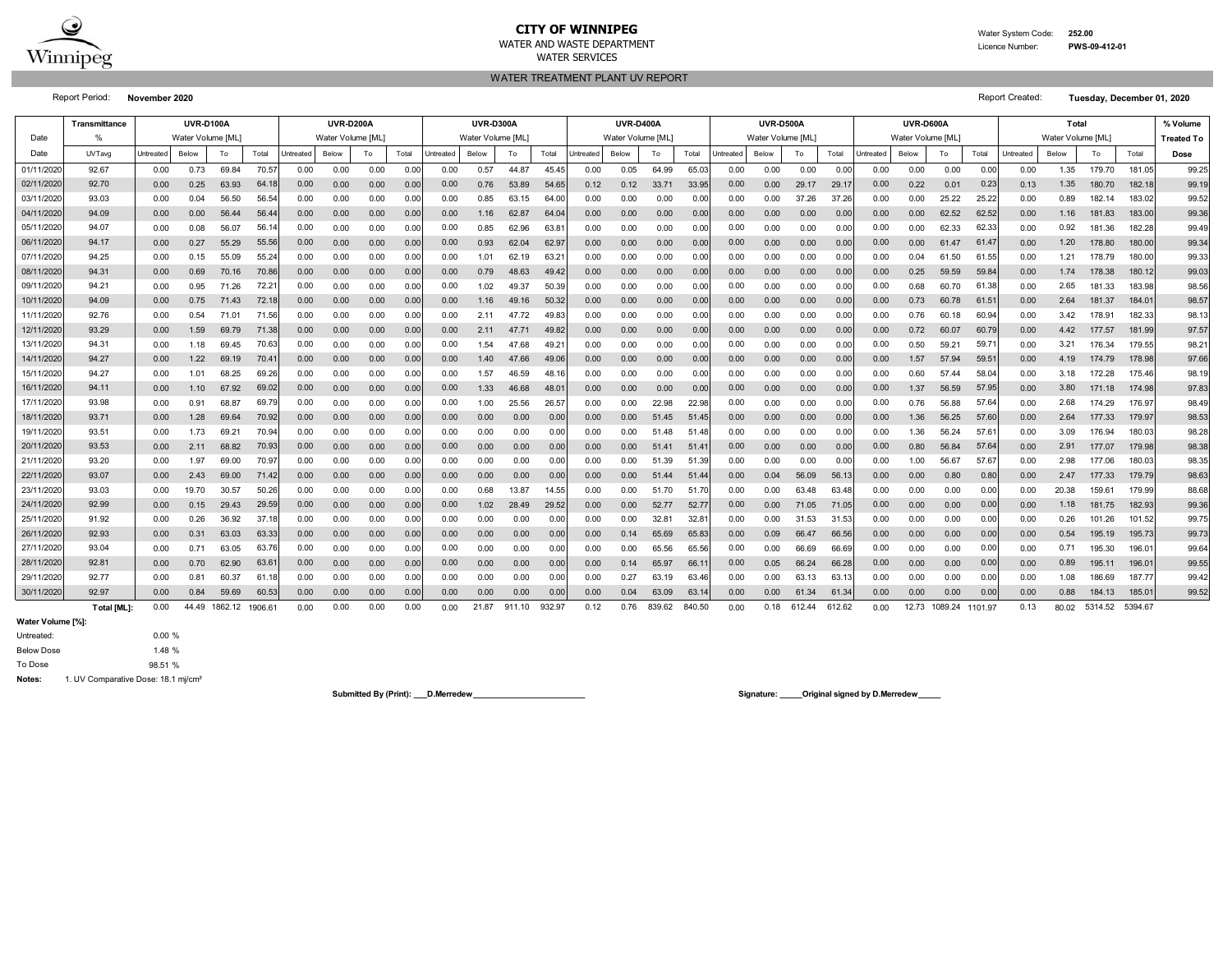# CITY OF WINNIPEG

WATER AND WASTE DEPARTMENT

WATER SERVICES

Water System Code: **252.00**

Licence Number: **PWS-09-412-01**

## WATER TREATMENT PLANT UV REPORT

Report Period: **November 2020**

Report Created: **Tuesday, December 01, 2020**

| Date | Transmittance % | UVR-D100A Water Volume [ML] | | | | UVR-D200A Water Volume [ML] | | | | UVR-D300A Water Volume [ML] | | | | UVR-D400A Water Volume [ML] | | | | UVR-D500A Water Volume [ML] | | | | UVR-D600A Water Volume [ML] | | | | Total Water Volume [ML] | | | | % Volume Treated To Dose |
|---|---|---|---|---|---|---|---|---|---|---|---|---|---|---|---|---|---|---|---|---|---|---|---|---|---|---|---|---|---|---|
| Date | UVTavg | Untreated | Below | To | Total | Untreated | Below | To | Total | Untreated | Below | To | Total | Untreated | Below | To | Total | Untreated | Below | To | Total | Untreated | Below | To | Total | Untreated | Below | To | Total | Dose |
| 01/11/2020 | 92.67 | 0.00 | 0.73 | 69.84 | 70.57 | 0.00 | 0.00 | 0.00 | 0.00 | 0.00 | 0.57 | 44.87 | 45.45 | 0.00 | 0.05 | 64.99 | 65.03 | 0.00 | 0.00 | 0.00 | 0.00 | 0.00 | 0.00 | 0.00 | 0.00 | 0.00 | 1.35 | 179.70 | 181.05 | 99.25 |
| 02/11/2020 | 92.70 | 0.00 | 0.25 | 63.93 | 64.18 | 0.00 | 0.00 | 0.00 | 0.00 | 0.00 | 0.76 | 53.89 | 54.65 | 0.12 | 0.12 | 33.71 | 33.95 | 0.00 | 0.00 | 29.17 | 29.17 | 0.00 | 0.22 | 0.01 | 0.23 | 0.13 | 1.35 | 180.70 | 182.18 | 99.19 |
| 03/11/2020 | 93.03 | 0.00 | 0.04 | 56.50 | 56.54 | 0.00 | 0.00 | 0.00 | 0.00 | 0.00 | 0.85 | 63.15 | 64.00 | 0.00 | 0.00 | 0.00 | 0.00 | 0.00 | 0.00 | 37.26 | 37.26 | 0.00 | 0.00 | 25.22 | 25.22 | 0.00 | 0.89 | 182.14 | 183.02 | 99.52 |
| 04/11/2020 | 94.09 | 0.00 | 0.00 | 56.44 | 56.44 | 0.00 | 0.00 | 0.00 | 0.00 | 0.00 | 1.16 | 62.87 | 64.04 | 0.00 | 0.00 | 0.00 | 0.00 | 0.00 | 0.00 | 0.00 | 0.00 | 0.00 | 0.00 | 62.52 | 62.52 | 0.00 | 1.16 | 181.83 | 183.00 | 99.36 |
| 05/11/2020 | 94.07 | 0.00 | 0.08 | 56.07 | 56.14 | 0.00 | 0.00 | 0.00 | 0.00 | 0.00 | 0.85 | 62.96 | 63.81 | 0.00 | 0.00 | 0.00 | 0.00 | 0.00 | 0.00 | 0.00 | 0.00 | 0.00 | 0.00 | 62.33 | 62.33 | 0.00 | 0.92 | 181.36 | 182.28 | 99.49 |
| 06/11/2020 | 94.17 | 0.00 | 0.27 | 55.29 | 55.56 | 0.00 | 0.00 | 0.00 | 0.00 | 0.00 | 0.93 | 62.04 | 62.97 | 0.00 | 0.00 | 0.00 | 0.00 | 0.00 | 0.00 | 0.00 | 0.00 | 0.00 | 0.00 | 61.47 | 61.47 | 0.00 | 1.20 | 178.80 | 180.00 | 99.34 |
| 07/11/2020 | 94.25 | 0.00 | 0.15 | 55.09 | 55.24 | 0.00 | 0.00 | 0.00 | 0.00 | 0.00 | 1.01 | 62.19 | 63.21 | 0.00 | 0.00 | 0.00 | 0.00 | 0.00 | 0.00 | 0.00 | 0.00 | 0.00 | 0.04 | 61.50 | 61.55 | 0.00 | 1.21 | 178.79 | 180.00 | 99.33 |
| 08/11/2020 | 94.31 | 0.00 | 0.69 | 70.16 | 70.86 | 0.00 | 0.00 | 0.00 | 0.00 | 0.00 | 0.79 | 48.63 | 49.42 | 0.00 | 0.00 | 0.00 | 0.00 | 0.00 | 0.00 | 0.00 | 0.00 | 0.00 | 0.25 | 59.59 | 59.84 | 0.00 | 1.74 | 178.38 | 180.12 | 99.03 |
| 09/11/2020 | 94.21 | 0.00 | 0.95 | 71.26 | 72.21 | 0.00 | 0.00 | 0.00 | 0.00 | 0.00 | 1.02 | 49.37 | 50.39 | 0.00 | 0.00 | 0.00 | 0.00 | 0.00 | 0.00 | 0.00 | 0.00 | 0.00 | 0.68 | 60.70 | 61.38 | 0.00 | 2.65 | 181.33 | 183.98 | 98.56 |
| 10/11/2020 | 94.09 | 0.00 | 0.75 | 71.43 | 72.18 | 0.00 | 0.00 | 0.00 | 0.00 | 0.00 | 1.16 | 49.16 | 50.32 | 0.00 | 0.00 | 0.00 | 0.00 | 0.00 | 0.00 | 0.00 | 0.00 | 0.00 | 0.73 | 60.78 | 61.51 | 0.00 | 2.64 | 181.37 | 184.01 | 98.57 |
| 11/11/2020 | 92.76 | 0.00 | 0.54 | 71.01 | 71.56 | 0.00 | 0.00 | 0.00 | 0.00 | 0.00 | 2.11 | 47.72 | 49.83 | 0.00 | 0.00 | 0.00 | 0.00 | 0.00 | 0.00 | 0.00 | 0.00 | 0.00 | 0.76 | 60.18 | 60.94 | 0.00 | 3.42 | 178.91 | 182.33 | 98.13 |
| 12/11/2020 | 93.29 | 0.00 | 1.59 | 69.79 | 71.38 | 0.00 | 0.00 | 0.00 | 0.00 | 0.00 | 2.11 | 47.71 | 49.82 | 0.00 | 0.00 | 0.00 | 0.00 | 0.00 | 0.00 | 0.00 | 0.00 | 0.00 | 0.72 | 60.07 | 60.79 | 0.00 | 4.42 | 177.57 | 181.99 | 97.57 |
| 13/11/2020 | 94.31 | 0.00 | 1.18 | 69.45 | 70.63 | 0.00 | 0.00 | 0.00 | 0.00 | 0.00 | 1.54 | 47.68 | 49.21 | 0.00 | 0.00 | 0.00 | 0.00 | 0.00 | 0.00 | 0.00 | 0.00 | 0.00 | 0.50 | 59.21 | 59.71 | 0.00 | 3.21 | 176.34 | 179.55 | 98.21 |
| 14/11/2020 | 94.27 | 0.00 | 1.22 | 69.19 | 70.41 | 0.00 | 0.00 | 0.00 | 0.00 | 0.00 | 1.40 | 47.66 | 49.06 | 0.00 | 0.00 | 0.00 | 0.00 | 0.00 | 0.00 | 0.00 | 0.00 | 0.00 | 1.57 | 57.94 | 59.51 | 0.00 | 4.19 | 174.79 | 178.98 | 97.66 |
| 15/11/2020 | 94.27 | 0.00 | 1.01 | 68.25 | 69.26 | 0.00 | 0.00 | 0.00 | 0.00 | 0.00 | 1.57 | 46.59 | 48.16 | 0.00 | 0.00 | 0.00 | 0.00 | 0.00 | 0.00 | 0.00 | 0.00 | 0.00 | 0.60 | 57.44 | 58.04 | 0.00 | 3.18 | 172.28 | 175.46 | 98.19 |
| 16/11/2020 | 94.11 | 0.00 | 1.10 | 67.92 | 69.02 | 0.00 | 0.00 | 0.00 | 0.00 | 0.00 | 1.33 | 46.68 | 48.01 | 0.00 | 0.00 | 0.00 | 0.00 | 0.00 | 0.00 | 0.00 | 0.00 | 0.00 | 1.37 | 56.59 | 57.95 | 0.00 | 3.80 | 171.18 | 174.98 | 97.83 |
| 17/11/2020 | 93.98 | 0.00 | 0.91 | 68.87 | 69.79 | 0.00 | 0.00 | 0.00 | 0.00 | 0.00 | 1.00 | 25.56 | 26.57 | 0.00 | 0.00 | 22.98 | 22.98 | 0.00 | 0.00 | 0.00 | 0.00 | 0.00 | 0.76 | 56.88 | 57.64 | 0.00 | 2.68 | 174.29 | 176.97 | 98.49 |
| 18/11/2020 | 93.71 | 0.00 | 1.28 | 69.64 | 70.92 | 0.00 | 0.00 | 0.00 | 0.00 | 0.00 | 0.00 | 0.00 | 0.00 | 0.00 | 0.00 | 51.45 | 51.45 | 0.00 | 0.00 | 0.00 | 0.00 | 0.00 | 1.36 | 56.25 | 57.60 | 0.00 | 2.64 | 177.33 | 179.97 | 98.53 |
| 19/11/2020 | 93.51 | 0.00 | 1.73 | 69.21 | 70.94 | 0.00 | 0.00 | 0.00 | 0.00 | 0.00 | 0.00 | 0.00 | 0.00 | 0.00 | 0.00 | 51.48 | 51.48 | 0.00 | 0.00 | 0.00 | 0.00 | 0.00 | 1.36 | 56.24 | 57.61 | 0.00 | 3.09 | 176.94 | 180.03 | 98.28 |
| 20/11/2020 | 93.53 | 0.00 | 2.11 | 68.82 | 70.93 | 0.00 | 0.00 | 0.00 | 0.00 | 0.00 | 0.00 | 0.00 | 0.00 | 0.00 | 0.00 | 51.41 | 51.41 | 0.00 | 0.00 | 0.00 | 0.00 | 0.00 | 0.80 | 56.84 | 57.64 | 0.00 | 2.91 | 177.07 | 179.98 | 98.38 |
| 21/11/2020 | 93.20 | 0.00 | 1.97 | 69.00 | 70.97 | 0.00 | 0.00 | 0.00 | 0.00 | 0.00 | 0.00 | 0.00 | 0.00 | 0.00 | 0.00 | 51.39 | 51.39 | 0.00 | 0.00 | 0.00 | 0.00 | 0.00 | 1.00 | 56.67 | 57.67 | 0.00 | 2.98 | 177.06 | 180.03 | 98.35 |
| 22/11/2020 | 93.07 | 0.00 | 2.43 | 69.00 | 71.42 | 0.00 | 0.00 | 0.00 | 0.00 | 0.00 | 0.00 | 0.00 | 0.00 | 0.00 | 0.00 | 51.44 | 51.44 | 0.00 | 0.04 | 56.09 | 56.13 | 0.00 | 0.00 | 0.80 | 0.80 | 0.00 | 2.47 | 177.33 | 179.79 | 98.63 |
| 23/11/2020 | 93.03 | 0.00 | 19.70 | 30.57 | 50.26 | 0.00 | 0.00 | 0.00 | 0.00 | 0.00 | 0.68 | 13.87 | 14.55 | 0.00 | 0.00 | 51.70 | 51.70 | 0.00 | 0.00 | 63.48 | 63.48 | 0.00 | 0.00 | 0.00 | 0.00 | 0.00 | 20.38 | 159.61 | 179.99 | 88.68 |
| 24/11/2020 | 92.99 | 0.00 | 0.15 | 29.43 | 29.59 | 0.00 | 0.00 | 0.00 | 0.00 | 0.00 | 1.02 | 28.49 | 29.52 | 0.00 | 0.00 | 52.77 | 52.77 | 0.00 | 0.00 | 71.05 | 71.05 | 0.00 | 0.00 | 0.00 | 0.00 | 0.00 | 1.18 | 181.75 | 182.93 | 99.36 |
| 25/11/2020 | 91.92 | 0.00 | 0.26 | 36.92 | 37.18 | 0.00 | 0.00 | 0.00 | 0.00 | 0.00 | 0.00 | 0.00 | 0.00 | 0.00 | 0.00 | 32.81 | 32.81 | 0.00 | 0.00 | 31.53 | 31.53 | 0.00 | 0.00 | 0.00 | 0.00 | 0.00 | 0.26 | 101.26 | 101.52 | 99.75 |
| 26/11/2020 | 92.93 | 0.00 | 0.31 | 63.03 | 63.33 | 0.00 | 0.00 | 0.00 | 0.00 | 0.00 | 0.00 | 0.00 | 0.00 | 0.00 | 0.14 | 65.69 | 65.83 | 0.00 | 0.09 | 66.47 | 66.56 | 0.00 | 0.00 | 0.00 | 0.00 | 0.00 | 0.54 | 195.19 | 195.73 | 99.73 |
| 27/11/2020 | 93.04 | 0.00 | 0.71 | 63.05 | 63.76 | 0.00 | 0.00 | 0.00 | 0.00 | 0.00 | 0.00 | 0.00 | 0.00 | 0.00 | 0.00 | 65.56 | 65.56 | 0.00 | 0.00 | 66.69 | 66.69 | 0.00 | 0.00 | 0.00 | 0.00 | 0.00 | 0.71 | 195.30 | 196.01 | 99.64 |
| 28/11/2020 | 92.81 | 0.00 | 0.70 | 62.90 | 63.61 | 0.00 | 0.00 | 0.00 | 0.00 | 0.00 | 0.00 | 0.00 | 0.00 | 0.00 | 0.14 | 65.97 | 66.11 | 0.00 | 0.05 | 66.24 | 66.28 | 0.00 | 0.00 | 0.00 | 0.00 | 0.00 | 0.89 | 195.11 | 196.01 | 99.55 |
| 29/11/2020 | 92.77 | 0.00 | 0.81 | 60.37 | 61.18 | 0.00 | 0.00 | 0.00 | 0.00 | 0.00 | 0.00 | 0.00 | 0.00 | 0.00 | 0.27 | 63.19 | 63.46 | 0.00 | 0.00 | 63.13 | 63.13 | 0.00 | 0.00 | 0.00 | 0.00 | 0.00 | 1.08 | 186.69 | 187.77 | 99.42 |
| 30/11/2020 | 92.97 | 0.00 | 0.84 | 59.69 | 60.53 | 0.00 | 0.00 | 0.00 | 0.00 | 0.00 | 0.00 | 0.00 | 0.00 | 0.00 | 0.04 | 63.09 | 63.14 | 0.00 | 0.00 | 61.34 | 61.34 | 0.00 | 0.00 | 0.00 | 0.00 | 0.00 | 0.88 | 184.13 | 185.01 | 99.52 |
| | Total [ML]: | 0.00 | 44.49 | 1862.12 | 1906.61 | 0.00 | 0.00 | 0.00 | 0.00 | 0.00 | 21.87 | 911.10 | 932.97 | 0.12 | 0.76 | 839.62 | 840.50 | 0.00 | 0.18 | 612.44 | 612.62 | 0.00 | 12.73 | 1089.24 | 1101.97 | 0.13 | 80.02 | 5314.52 | 5394.67 | |

**Water Volume [%]:**

| | |
|---|---|
| Untreated: | 0.00 % |
| Below Dose | 1.48 % |
| To Dose | 98.51 % |

**Notes:** 1. UV Comparative Dose: 18.1 mj/cm²

**Submitted By (Print):** ___D.Merredew________________________

**Signature:** _____Original signed by D.Merredew_____